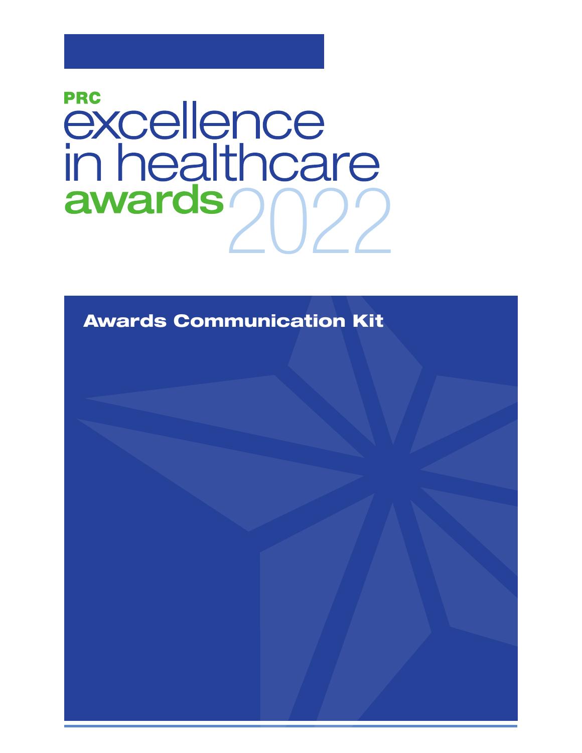# PRC excellence in healthcare awards 2022

## Awards Communication Kit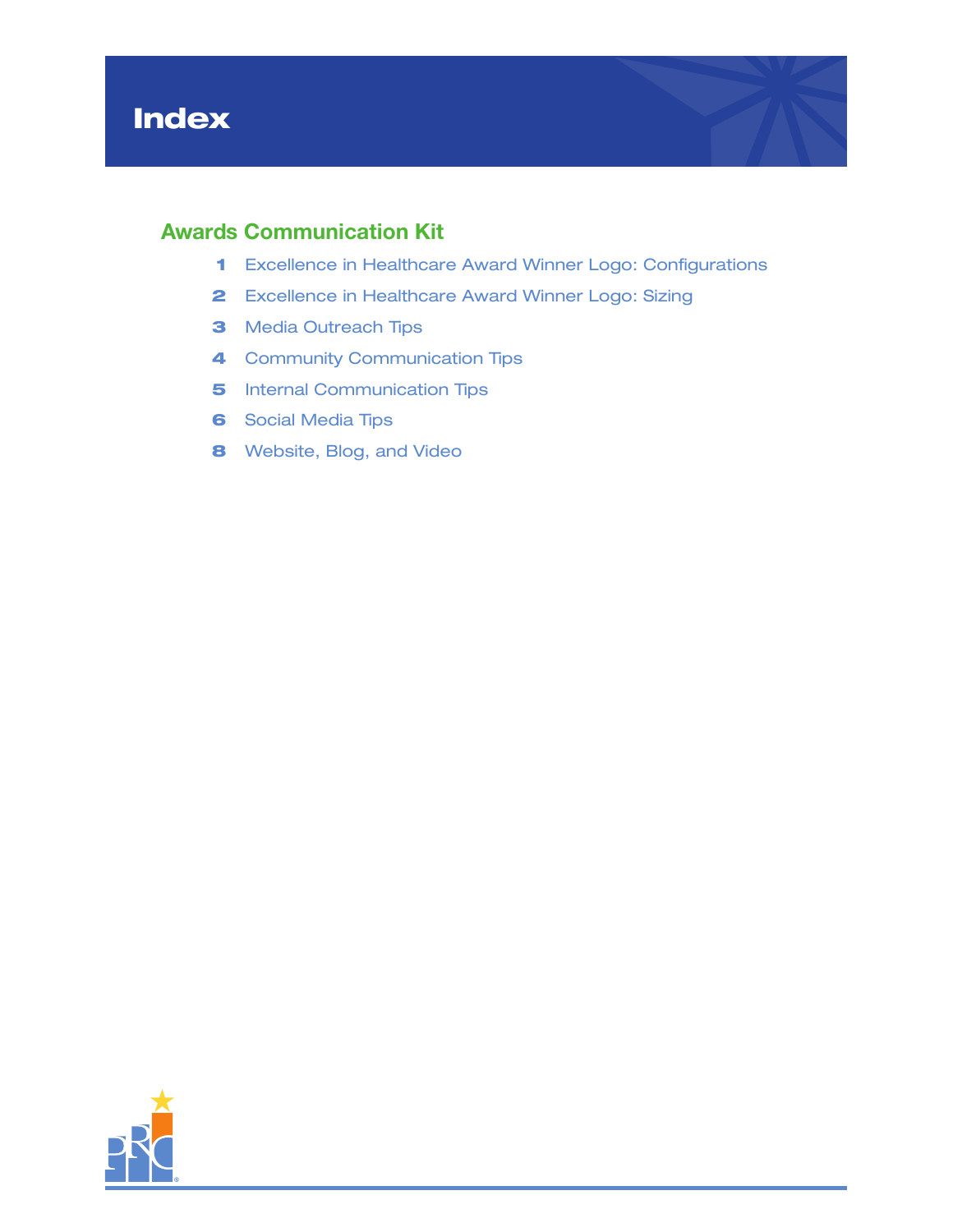# Index

## Awards Communication Kit

| | |
|---|---|
| 1 | Excellence in Healthcare Award Winner Logo: Configurations |
| 2 | Excellence in Healthcare Award Winner Logo: Sizing |
| 3 | Media Outreach Tips |
| 4 | Community Communication Tips |
| 5 | Internal Communication Tips |
| 6 | Social Media Tips |
| 8 | Website, Blog, and Video |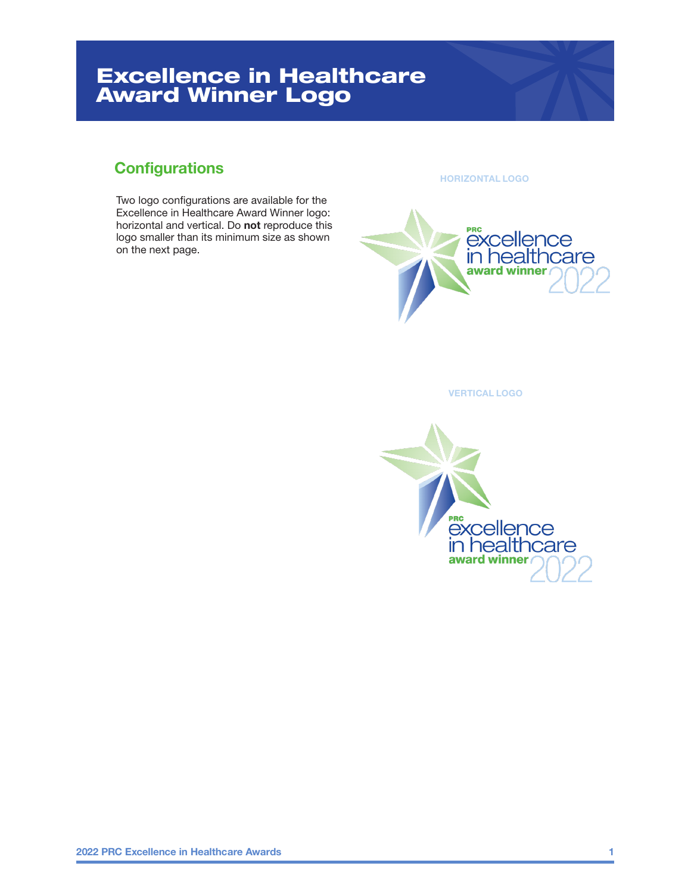# Excellence in Healthcare Award Winner Logo

## Configurations

Two logo configurations are available for the Excellence in Healthcare Award Winner logo: horizontal and vertical. Do **not** reproduce this logo smaller than its minimum size as shown on the next page.

HORIZONTAL LOGO

VERTICAL LOGO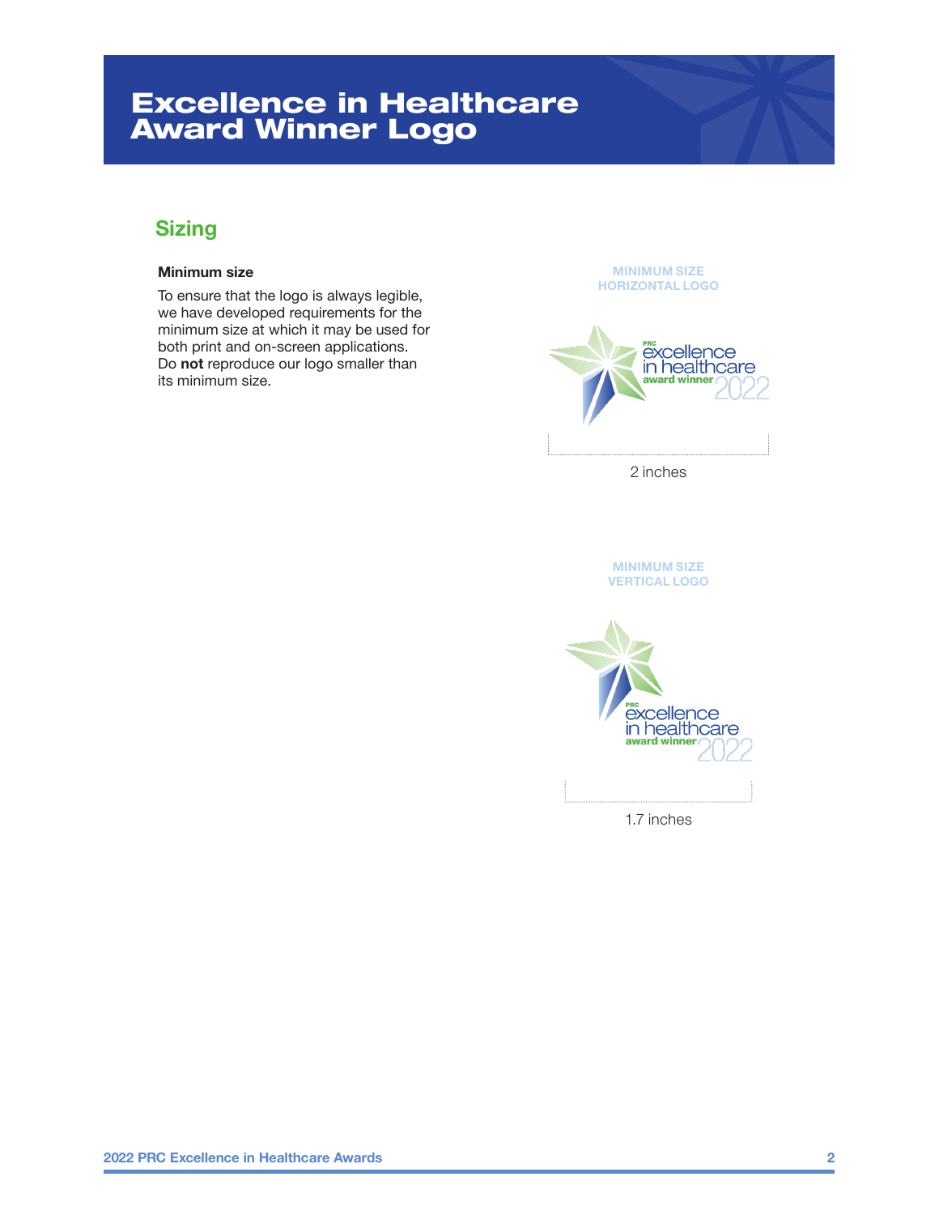# Excellence in Healthcare Award Winner Logo

## Sizing

**Minimum size**

To ensure that the logo is always legible, we have developed requirements for the minimum size at which it may be used for both print and on-screen applications. Do **not** reproduce our logo smaller than its minimum size.

MINIMUM SIZE
HORIZONTAL LOGO

2 inches

MINIMUM SIZE
VERTICAL LOGO

1.7 inches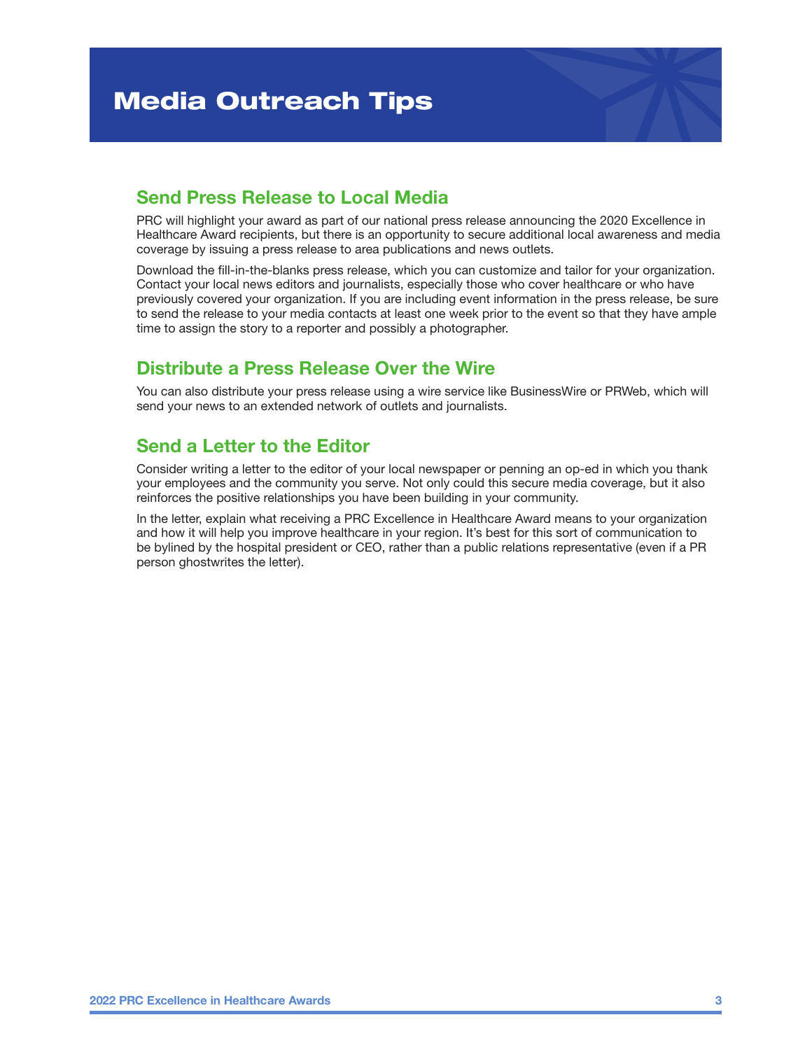# Media Outreach Tips

## Send Press Release to Local Media

PRC will highlight your award as part of our national press release announcing the 2020 Excellence in Healthcare Award recipients, but there is an opportunity to secure additional local awareness and media coverage by issuing a press release to area publications and news outlets.

Download the fill-in-the-blanks press release, which you can customize and tailor for your organization. Contact your local news editors and journalists, especially those who cover healthcare or who have previously covered your organization. If you are including event information in the press release, be sure to send the release to your media contacts at least one week prior to the event so that they have ample time to assign the story to a reporter and possibly a photographer.

## Distribute a Press Release Over the Wire

You can also distribute your press release using a wire service like BusinessWire or PRWeb, which will send your news to an extended network of outlets and journalists.

## Send a Letter to the Editor

Consider writing a letter to the editor of your local newspaper or penning an op-ed in which you thank your employees and the community you serve. Not only could this secure media coverage, but it also reinforces the positive relationships you have been building in your community.

In the letter, explain what receiving a PRC Excellence in Healthcare Award means to your organization and how it will help you improve healthcare in your region. It's best for this sort of communication to be bylined by the hospital president or CEO, rather than a public relations representative (even if a PR person ghostwrites the letter).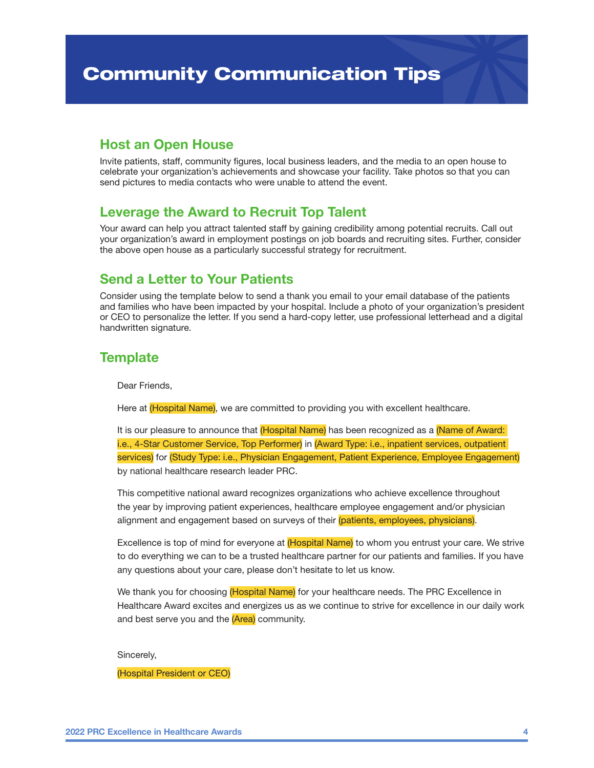# Community Communication Tips

## Host an Open House

Invite patients, staff, community figures, local business leaders, and the media to an open house to celebrate your organization's achievements and showcase your facility. Take photos so that you can send pictures to media contacts who were unable to attend the event.

## Leverage the Award to Recruit Top Talent

Your award can help you attract talented staff by gaining credibility among potential recruits. Call out your organization's award in employment postings on job boards and recruiting sites. Further, consider the above open house as a particularly successful strategy for recruitment.

## Send a Letter to Your Patients

Consider using the template below to send a thank you email to your email database of the patients and families who have been impacted by your hospital. Include a photo of your organization's president or CEO to personalize the letter. If you send a hard-copy letter, use professional letterhead and a digital handwritten signature.

## Template

Dear Friends,

Here at (Hospital Name), we are committed to providing you with excellent healthcare.

It is our pleasure to announce that (Hospital Name) has been recognized as a (Name of Award: i.e., 4-Star Customer Service, Top Performer) in (Award Type: i.e., inpatient services, outpatient services) for (Study Type: i.e., Physician Engagement, Patient Experience, Employee Engagement) by national healthcare research leader PRC.

This competitive national award recognizes organizations who achieve excellence throughout the year by improving patient experiences, healthcare employee engagement and/or physician alignment and engagement based on surveys of their (patients, employees, physicians).

Excellence is top of mind for everyone at (Hospital Name) to whom you entrust your care. We strive to do everything we can to be a trusted healthcare partner for our patients and families. If you have any questions about your care, please don't hesitate to let us know.

We thank you for choosing (Hospital Name) for your healthcare needs. The PRC Excellence in Healthcare Award excites and energizes us as we continue to strive for excellence in our daily work and best serve you and the (Area) community.

Sincerely,

(Hospital President or CEO)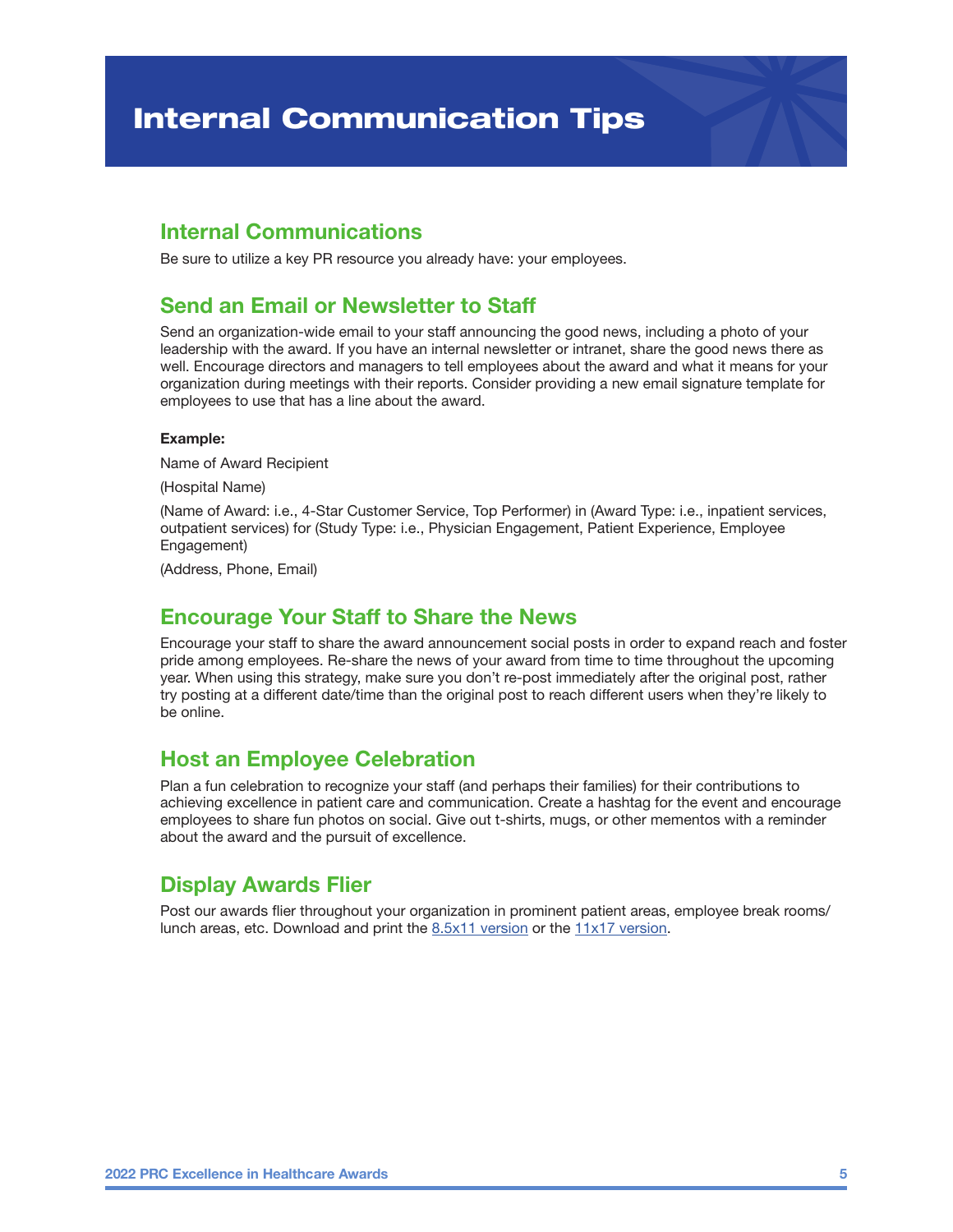# Internal Communication Tips

## Internal Communications

Be sure to utilize a key PR resource you already have: your employees.

## Send an Email or Newsletter to Staff

Send an organization-wide email to your staff announcing the good news, including a photo of your leadership with the award. If you have an internal newsletter or intranet, share the good news there as well. Encourage directors and managers to tell employees about the award and what it means for your organization during meetings with their reports. Consider providing a new email signature template for employees to use that has a line about the award.

**Example:**

Name of Award Recipient

(Hospital Name)

(Name of Award: i.e., 4-Star Customer Service, Top Performer) in (Award Type: i.e., inpatient services, outpatient services) for (Study Type: i.e., Physician Engagement, Patient Experience, Employee Engagement)

(Address, Phone, Email)

## Encourage Your Staff to Share the News

Encourage your staff to share the award announcement social posts in order to expand reach and foster pride among employees. Re-share the news of your award from time to time throughout the upcoming year. When using this strategy, make sure you don't re-post immediately after the original post, rather try posting at a different date/time than the original post to reach different users when they're likely to be online.

## Host an Employee Celebration

Plan a fun celebration to recognize your staff (and perhaps their families) for their contributions to achieving excellence in patient care and communication. Create a hashtag for the event and encourage employees to share fun photos on social. Give out t-shirts, mugs, or other mementos with a reminder about the award and the pursuit of excellence.

## Display Awards Flier

Post our awards flier throughout your organization in prominent patient areas, employee break rooms/lunch areas, etc. Download and print the 8.5x11 version or the 11x17 version.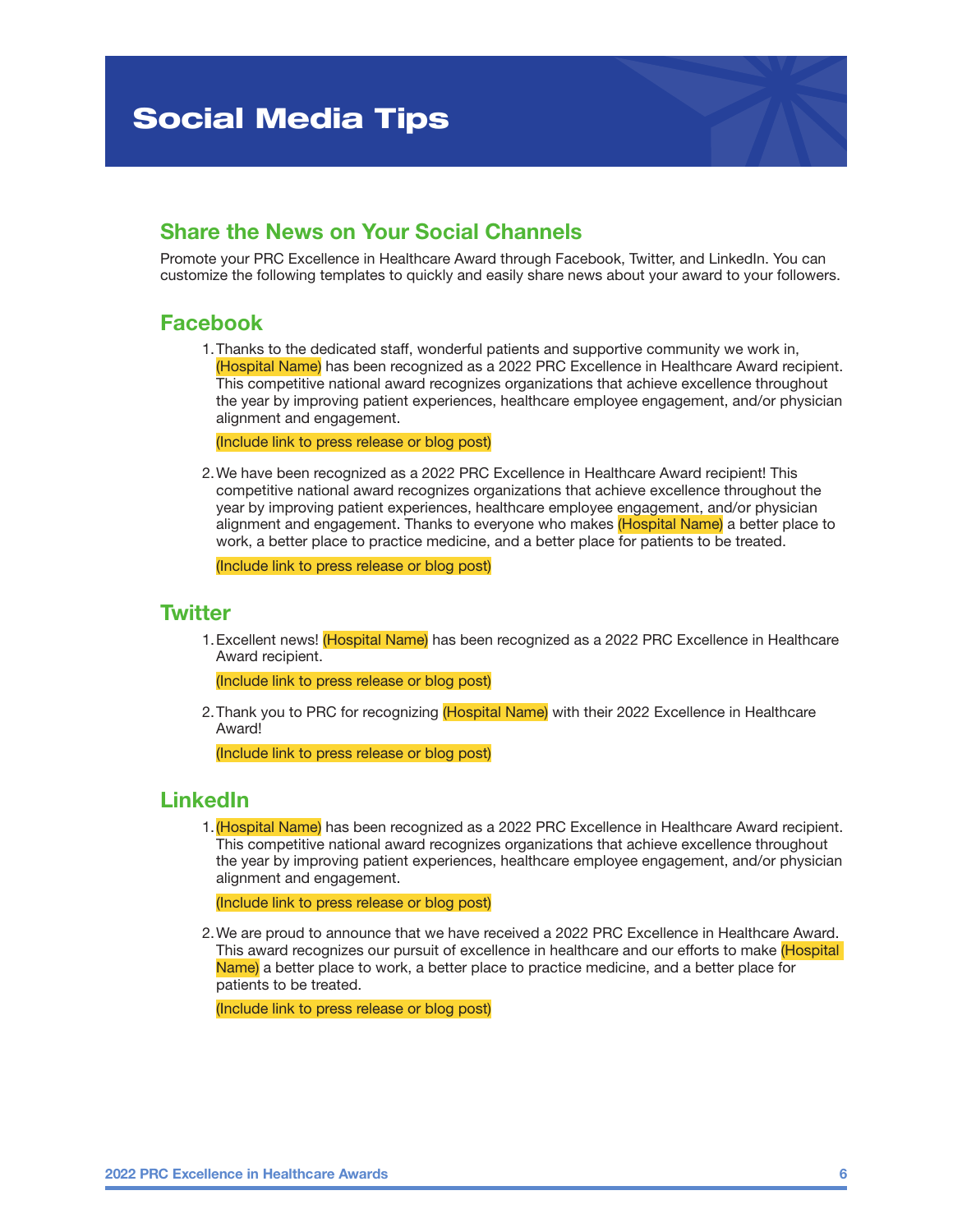# Social Media Tips

## Share the News on Your Social Channels

Promote your PRC Excellence in Healthcare Award through Facebook, Twitter, and LinkedIn. You can customize the following templates to quickly and easily share news about your award to your followers.

## Facebook

1. Thanks to the dedicated staff, wonderful patients and supportive community we work in, (Hospital Name) has been recognized as a 2022 PRC Excellence in Healthcare Award recipient. This competitive national award recognizes organizations that achieve excellence throughout the year by improving patient experiences, healthcare employee engagement, and/or physician alignment and engagement.

   (Include link to press release or blog post)

2. We have been recognized as a 2022 PRC Excellence in Healthcare Award recipient! This competitive national award recognizes organizations that achieve excellence throughout the year by improving patient experiences, healthcare employee engagement, and/or physician alignment and engagement. Thanks to everyone who makes (Hospital Name) a better place to work, a better place to practice medicine, and a better place for patients to be treated.

   (Include link to press release or blog post)

## Twitter

1. Excellent news! (Hospital Name) has been recognized as a 2022 PRC Excellence in Healthcare Award recipient.

   (Include link to press release or blog post)

2. Thank you to PRC for recognizing (Hospital Name) with their 2022 Excellence in Healthcare Award!

   (Include link to press release or blog post)

## LinkedIn

1. (Hospital Name) has been recognized as a 2022 PRC Excellence in Healthcare Award recipient. This competitive national award recognizes organizations that achieve excellence throughout the year by improving patient experiences, healthcare employee engagement, and/or physician alignment and engagement.

   (Include link to press release or blog post)

2. We are proud to announce that we have received a 2022 PRC Excellence in Healthcare Award. This award recognizes our pursuit of excellence in healthcare and our efforts to make (Hospital Name) a better place to work, a better place to practice medicine, and a better place for patients to be treated.

   (Include link to press release or blog post)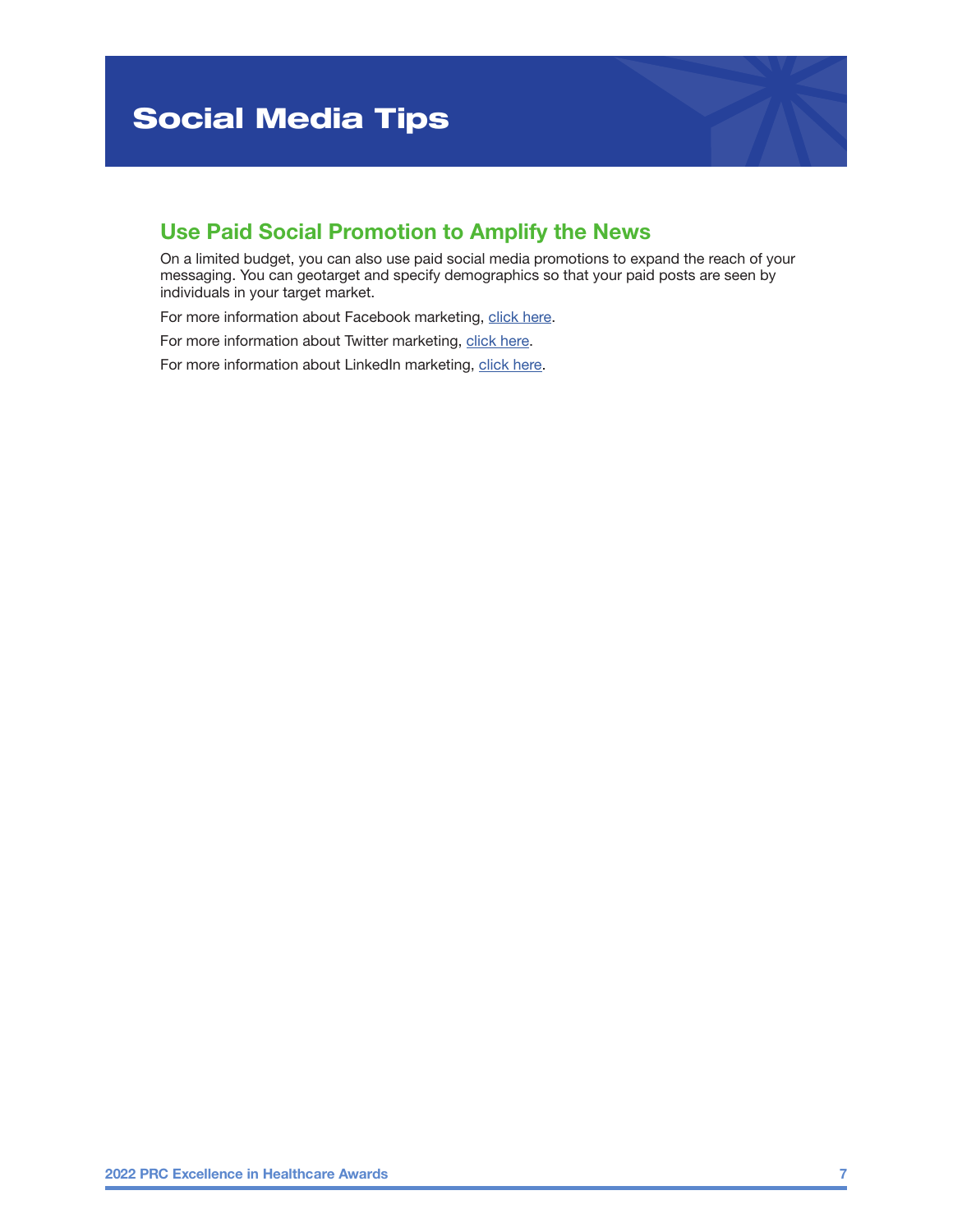# Social Media Tips

## Use Paid Social Promotion to Amplify the News

On a limited budget, you can also use paid social media promotions to expand the reach of your messaging. You can geotarget and specify demographics so that your paid posts are seen by individuals in your target market.

For more information about Facebook marketing, click here.

For more information about Twitter marketing, click here.

For more information about LinkedIn marketing, click here.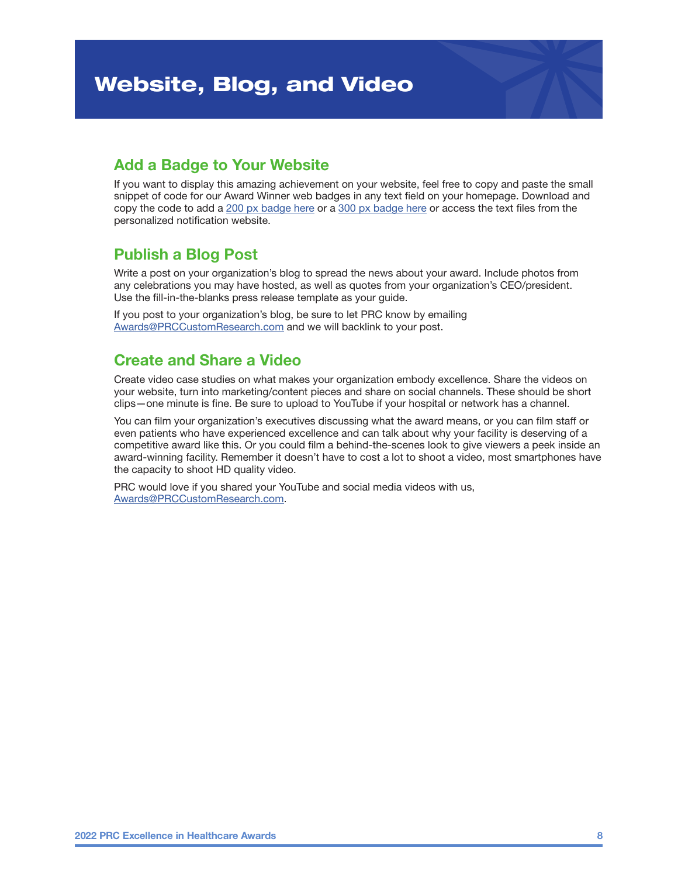# Website, Blog, and Video

## Add a Badge to Your Website

If you want to display this amazing achievement on your website, feel free to copy and paste the small snippet of code for our Award Winner web badges in any text field on your homepage. Download and copy the code to add a 200 px badge here or a 300 px badge here or access the text files from the personalized notification website.

## Publish a Blog Post

Write a post on your organization's blog to spread the news about your award. Include photos from any celebrations you may have hosted, as well as quotes from your organization's CEO/president. Use the fill-in-the-blanks press release template as your guide.

If you post to your organization's blog, be sure to let PRC know by emailing Awards@PRCCustomResearch.com and we will backlink to your post.

## Create and Share a Video

Create video case studies on what makes your organization embody excellence. Share the videos on your website, turn into marketing/content pieces and share on social channels. These should be short clips—one minute is fine. Be sure to upload to YouTube if your hospital or network has a channel.

You can film your organization's executives discussing what the award means, or you can film staff or even patients who have experienced excellence and can talk about why your facility is deserving of a competitive award like this. Or you could film a behind-the-scenes look to give viewers a peek inside an award-winning facility. Remember it doesn't have to cost a lot to shoot a video, most smartphones have the capacity to shoot HD quality video.

PRC would love if you shared your YouTube and social media videos with us, Awards@PRCCustomResearch.com.